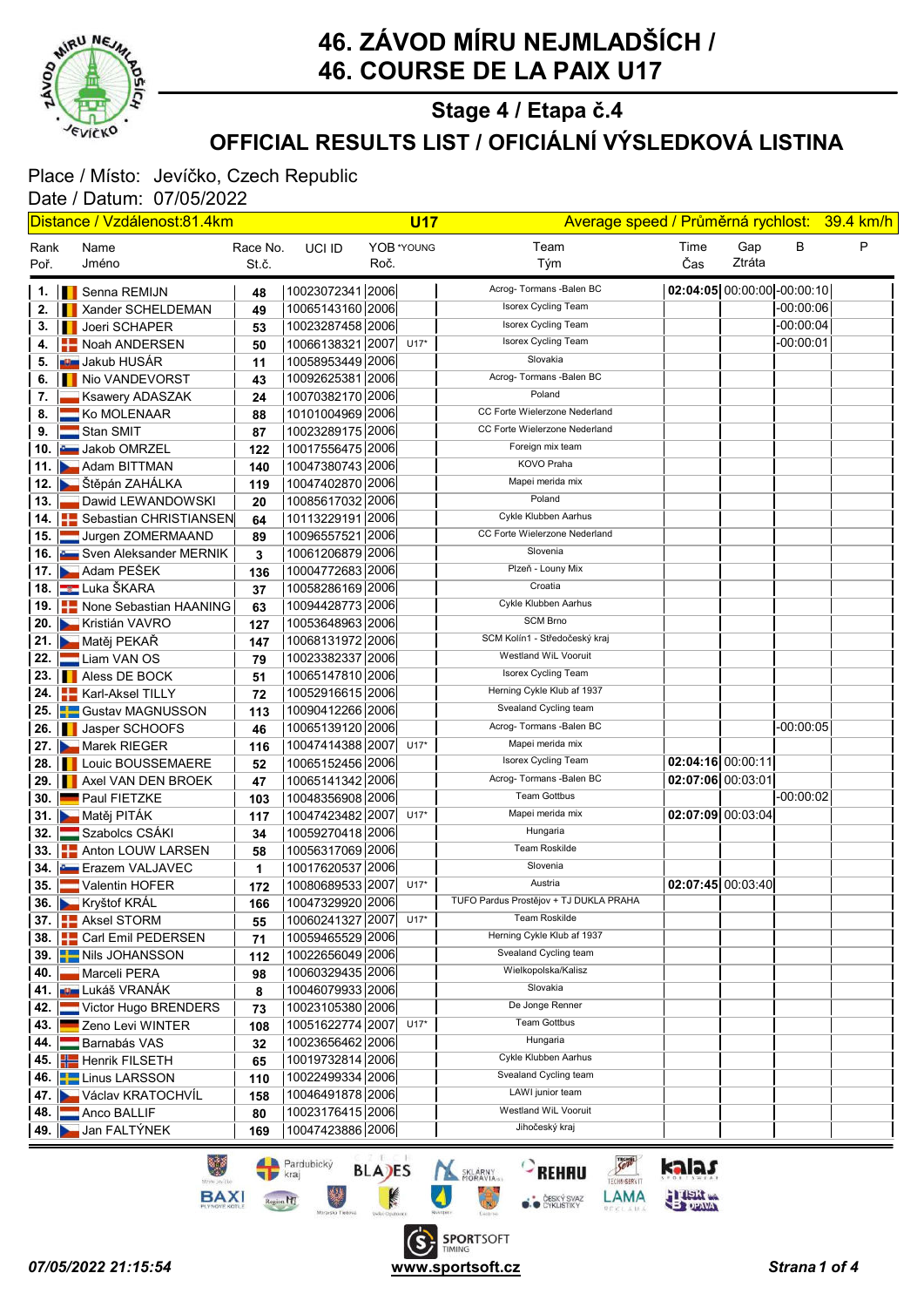# 46. ZÁVOD MÍRU NEJMLADŠÍCH / 46. COURSE DE LA PAIX U17

## Stage 4 / Etapa č.4

## OFFICIAL RESULTS LIST / OFICIÁLNÍ VÝSLEDKOVÁ LISTINA

Place / Místo: Jevíčko, Czech Republic
Date / Datum: 07/05/2022

Distance / Vzdálenost:81.4km | U17 | Average speed / Průměrná rychlost: 39.4 km/h

| Rank Poř. | Name Jméno | Race No. St.č. | UCI ID | YOB Roč. | *YOUNG | Team Tým | Time Čas | Gap Ztráta | B | P |
|---|---|---|---|---|---|---|---|---|---|---|
| 1. | Senna REMIJN | 48 | 10023072341 | 2006 | | Acrog- Tormans -Balen BC | 02:04:05 | 00:00:00 | -00:00:10 | |
| 2. | Xander SCHELDEMAN | 49 | 10065143160 | 2006 | | Isorex Cycling Team | | | -00:00:06 | |
| 3. | Joeri SCHAPER | 53 | 10023287458 | 2006 | | Isorex Cycling Team | | | -00:00:04 | |
| 4. | Noah ANDERSEN | 50 | 10066138321 | 2007 | U17* | Isorex Cycling Team | | | -00:00:01 | |
| 5. | Jakub HUSÁR | 11 | 10058953449 | 2006 | | Slovakia | | | | |
| 6. | Nio VANDEVORST | 43 | 10092625381 | 2006 | | Acrog- Tormans -Balen BC | | | | |
| 7. | Ksawery ADASZAK | 24 | 10070382170 | 2006 | | Poland | | | | |
| 8. | Ko MOLENAAR | 88 | 10101004969 | 2006 | | CC Forte Wielerzone Nederland | | | | |
| 9. | Stan SMIT | 87 | 10023289175 | 2006 | | CC Forte Wielerzone Nederland | | | | |
| 10. | Jakob OMRZEL | 122 | 10017556475 | 2006 | | Foreign mix team | | | | |
| 11. | Adam BITTMAN | 140 | 10047380743 | 2006 | | KOVO Praha | | | | |
| 12. | Štěpán ZAHÁLKA | 119 | 10047402870 | 2006 | | Mapei merida mix | | | | |
| 13. | Dawid LEWANDOWSKI | 20 | 10085617032 | 2006 | | Poland | | | | |
| 14. | Sebastian CHRISTIANSEN | 64 | 10113229191 | 2006 | | Cykle Klubben Aarhus | | | | |
| 15. | Jurgen ZOMERMAAND | 89 | 10096557521 | 2006 | | CC Forte Wielerzone Nederland | | | | |
| 16. | Sven Aleksander MERNIK | 3 | 10061206879 | 2006 | | Slovenia | | | | |
| 17. | Adam PEŠEK | 136 | 10004772683 | 2006 | | Plzeň - Louny Mix | | | | |
| 18. | Luka ŠKARA | 37 | 10058286169 | 2006 | | Croatia | | | | |
| 19. | None Sebastian HAANING | 63 | 10094428773 | 2006 | | Cykle Klubben Aarhus | | | | |
| 20. | Kristián VAVRO | 127 | 10053648963 | 2006 | | SCM Brno | | | | |
| 21. | Matěj PEKAŘ | 147 | 10068131972 | 2006 | | SCM Kolín1 - Středočeský kraj | | | | |
| 22. | Liam VAN OS | 79 | 10023382337 | 2006 | | Westland WiL Vooruit | | | | |
| 23. | Aless DE BOCK | 51 | 10065147810 | 2006 | | Isorex Cycling Team | | | | |
| 24. | Karl-Aksel TILLY | 72 | 10052916615 | 2006 | | Herning Cykle Klub af 1937 | | | | |
| 25. | Gustav MAGNUSSON | 113 | 10090412266 | 2006 | | Svealand Cycling team | | | | |
| 26. | Jasper SCHOOFS | 46 | 10065139120 | 2006 | | Acrog- Tormans -Balen BC | | | -00:00:05 | |
| 27. | Marek RIEGER | 116 | 10047414388 | 2007 | U17* | Mapei merida mix | | | | |
| 28. | Louic BOUSSEMAERE | 52 | 10065152456 | 2006 | | Isorex Cycling Team | 02:04:16 | 00:00:11 | | |
| 29. | Axel VAN DEN BROEK | 47 | 10065141342 | 2006 | | Acrog- Tormans -Balen BC | 02:07:06 | 00:03:01 | | |
| 30. | Paul FIETZKE | 103 | 10048356908 | 2006 | | Team Gottbus | | | -00:00:02 | |
| 31. | Matěj PITÁK | 117 | 10047423482 | 2007 | U17* | Mapei merida mix | 02:07:09 | 00:03:04 | | |
| 32. | Szabolcs CSÁKI | 34 | 10059270418 | 2006 | | Hungaria | | | | |
| 33. | Anton LOUW LARSEN | 58 | 10056317069 | 2006 | | Team Roskilde | | | | |
| 34. | Erazem VALJAVEC | 1 | 10017620537 | 2006 | | Slovenia | | | | |
| 35. | Valentin HOFER | 172 | 10080689533 | 2007 | U17* | Austria | 02:07:45 | 00:03:40 | | |
| 36. | Kryštof KRÁL | 166 | 10047329920 | 2006 | | TUFO Pardus Prostějov + TJ DUKLA PRAHA | | | | |
| 37. | Aksel STORM | 55 | 10060241327 | 2007 | U17* | Team Roskilde | | | | |
| 38. | Carl Emil PEDERSEN | 71 | 10059465529 | 2006 | | Herning Cykle Klub af 1937 | | | | |
| 39. | Nils JOHANSSON | 112 | 10022656049 | 2006 | | Svealand Cycling team | | | | |
| 40. | Marceli PERA | 98 | 10060329435 | 2006 | | Wielkopolska/Kalisz | | | | |
| 41. | Lukáš VRANÁK | 8 | 10046079933 | 2006 | | Slovakia | | | | |
| 42. | Victor Hugo BRENDERS | 73 | 10023105380 | 2006 | | De Jonge Renner | | | | |
| 43. | Zeno Levi WINTER | 108 | 10051622774 | 2007 | U17* | Team Gottbus | | | | |
| 44. | Barnabás VAS | 32 | 10023656462 | 2006 | | Hungaria | | | | |
| 45. | Henrik FILSETH | 65 | 10019732814 | 2006 | | Cykle Klubben Aarhus | | | | |
| 46. | Linus LARSSON | 110 | 10022499334 | 2006 | | Svealand Cycling team | | | | |
| 47. | Václav KRATOCHVÍL | 158 | 10046491878 | 2006 | | LAWI junior team | | | | |
| 48. | Anco BALLIF | 80 | 10023176415 | 2006 | | Westland WiL Vooruit | | | | |
| 49. | Jan FALTÝNEK | 169 | 10047423886 | 2006 | | Jihočeský kraj | | | | |

07/05/2022 21:15:54 — www.sportsoft.cz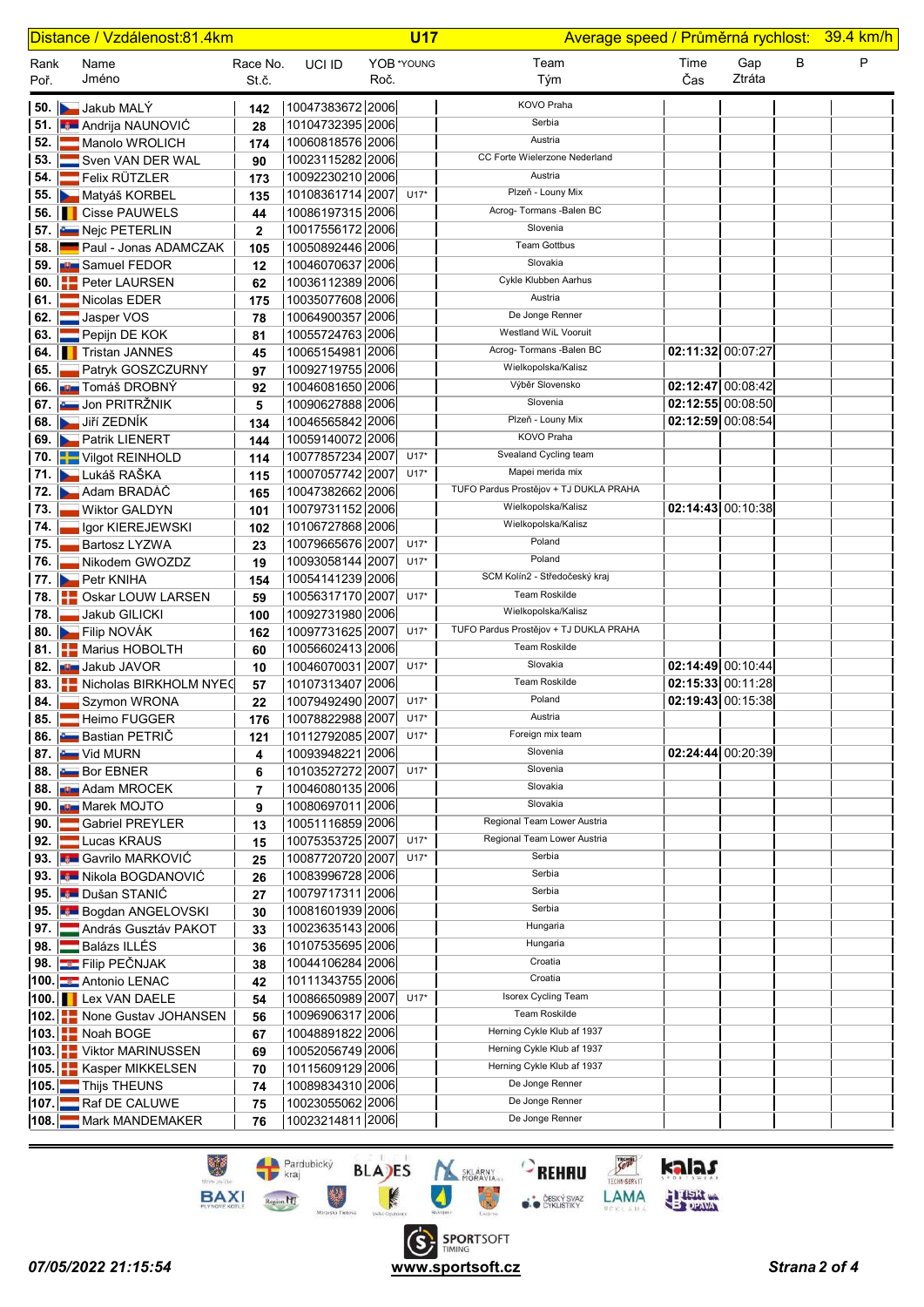Distance / Vzdálenost:81.4km | U17 | Average speed / Průměrná rychlost: 39.4 km/h

| Rank Poř. | Name Jméno | Race No. St.č. | UCI ID | YOB Roč. | *YOUNG | Team Tým | Time Čas | Gap Ztráta | B | P |
|---|---|---|---|---|---|---|---|---|---|---|
| 50. | Jakub MALÝ | 142 | 10047383672 | 2006 | | KOVO Praha | | | | |
| 51. | Andrija NAUNOVIĆ | 28 | 10104732395 | 2006 | | Serbia | | | | |
| 52. | Manolo WROLICH | 174 | 10060818576 | 2006 | | Austria | | | | |
| 53. | Sven VAN DER WAL | 90 | 10023115282 | 2006 | | CC Forte Wielerzone Nederland | | | | |
| 54. | Felix RÜTZLER | 173 | 10092230210 | 2006 | | Austria | | | | |
| 55. | Matyáš KORBEL | 135 | 10108361714 | 2007 | U17* | Plzeň - Louny Mix | | | | |
| 56. | Cisse PAUWELS | 44 | 10086197315 | 2006 | | Acrog- Tormans -Balen BC | | | | |
| 57. | Nejc PETERLIN | 2 | 10017556172 | 2006 | | Slovenia | | | | |
| 58. | Paul - Jonas ADAMCZAK | 105 | 10050892446 | 2006 | | Team Gottbus | | | | |
| 59. | Samuel FEDOR | 12 | 10046070637 | 2006 | | Slovakia | | | | |
| 60. | Peter LAURSEN | 62 | 10036112389 | 2006 | | Cykle Klubben Aarhus | | | | |
| 61. | Nicolas EDER | 175 | 10035077608 | 2006 | | Austria | | | | |
| 62. | Jasper VOS | 78 | 10064900357 | 2006 | | De Jonge Renner | | | | |
| 63. | Pepijn DE KOK | 81 | 10055724763 | 2006 | | Westland WiL Vooruit | | | | |
| 64. | Tristan JANNES | 45 | 10065154981 | 2006 | | Acrog- Tormans -Balen BC | 02:11:32 | 00:07:27 | | |
| 65. | Patryk GOSZCZURNY | 97 | 10092719755 | 2006 | | Wielkopolska/Kalisz | | | | |
| 66. | Tomáš DROBNÝ | 92 | 10046081650 | 2006 | | Výběr Slovensko | 02:12:47 | 00:08:42 | | |
| 67. | Jon PRITRŽNIK | 5 | 10090627888 | 2006 | | Slovenia | 02:12:55 | 00:08:50 | | |
| 68. | Jiří ZEDNÍK | 134 | 10046565842 | 2006 | | Plzeň - Louny Mix | 02:12:59 | 00:08:54 | | |
| 69. | Patrik LIENERT | 144 | 10059140072 | 2006 | | KOVO Praha | | | | |
| 70. | Vilgot REINHOLD | 114 | 10077857234 | 2007 | U17* | Svealand Cycling team | | | | |
| 71. | Lukáš RAŠKA | 115 | 10007057742 | 2007 | U17* | Mapei merida mix | | | | |
| 72. | Adam BRADÁČ | 165 | 10047382662 | 2006 | | TUFO Pardus Prostějov + TJ DUKLA PRAHA | | | | |
| 73. | Wiktor GALDYN | 101 | 10079731152 | 2006 | | Wielkopolska/Kalisz | 02:14:43 | 00:10:38 | | |
| 74. | Igor KIEREJEWSKI | 102 | 10106727868 | 2006 | | Wielkopolska/Kalisz | | | | |
| 75. | Bartosz LYZWA | 23 | 10079665676 | 2007 | U17* | Poland | | | | |
| 76. | Nikodem GWOZDZ | 19 | 10093058144 | 2007 | U17* | Poland | | | | |
| 77. | Petr KNIHA | 154 | 10054141239 | 2006 | | SCM Kolín2 - Středočeský kraj | | | | |
| 78. | Oskar LOUW LARSEN | 59 | 10056317170 | 2007 | U17* | Team Roskilde | | | | |
| 78. | Jakub GILICKI | 100 | 10092731980 | 2006 | | Wielkopolska/Kalisz | | | | |
| 80. | Filip NOVÁK | 162 | 10097731625 | 2007 | U17* | TUFO Pardus Prostějov + TJ DUKLA PRAHA | | | | |
| 81. | Marius HOBOLTH | 60 | 10056602413 | 2006 | | Team Roskilde | | | | |
| 82. | Jakub JAVOR | 10 | 10046070031 | 2007 | U17* | Slovakia | 02:14:49 | 00:10:44 | | |
| 83. | Nicholas BIRKHOLM NYEG | 57 | 10107313407 | 2006 | | Team Roskilde | 02:15:33 | 00:11:28 | | |
| 84. | Szymon WRONA | 22 | 10079492490 | 2007 | U17* | Poland | 02:19:43 | 00:15:38 | | |
| 85. | Heimo FUGGER | 176 | 10078822988 | 2007 | U17* | Austria | | | | |
| 86. | Bastian PETRIČ | 121 | 10112792085 | 2007 | U17* | Foreign mix team | | | | |
| 87. | Vid MURN | 4 | 10093948221 | 2006 | | Slovenia | 02:24:44 | 00:20:39 | | |
| 88. | Bor EBNER | 6 | 10103527272 | 2007 | U17* | Slovenia | | | | |
| 88. | Adam MROCEK | 7 | 10046080135 | 2006 | | Slovakia | | | | |
| 90. | Marek MOJTO | 9 | 10080697011 | 2006 | | Slovakia | | | | |
| 90. | Gabriel PREYLER | 13 | 10051116859 | 2006 | | Regional Team Lower Austria | | | | |
| 92. | Lucas KRAUS | 15 | 10075353725 | 2007 | U17* | Regional Team Lower Austria | | | | |
| 93. | Gavrilo MARKOVIĆ | 25 | 10087720720 | 2007 | U17* | Serbia | | | | |
| 93. | Nikola BOGDANOVIĆ | 26 | 10083996728 | 2006 | | Serbia | | | | |
| 95. | Dušan STANIĆ | 27 | 10079717311 | 2006 | | Serbia | | | | |
| 95. | Bogdan ANGELOVSKI | 30 | 10081601939 | 2006 | | Serbia | | | | |
| 97. | András Gusztáv PAKOT | 33 | 10023635143 | 2006 | | Hungaria | | | | |
| 98. | Balázs ILLÉS | 36 | 10107535695 | 2006 | | Hungaria | | | | |
| 98. | Filip PEČNJAK | 38 | 10044106284 | 2006 | | Croatia | | | | |
| 100. | Antonio LENAC | 42 | 10111343755 | 2006 | | Croatia | | | | |
| 100. | Lex VAN DAELE | 54 | 10086650989 | 2007 | U17* | Isorex Cycling Team | | | | |
| 102. | None Gustav JOHANSEN | 56 | 10096906317 | 2006 | | Team Roskilde | | | | |
| 103. | Noah BOGE | 67 | 10048891822 | 2006 | | Herning Cykle Klub af 1937 | | | | |
| 103. | Viktor MARINUSSEN | 69 | 10052056749 | 2006 | | Herning Cykle Klub af 1937 | | | | |
| 105. | Kasper MIKKELSEN | 70 | 10115609129 | 2006 | | Herning Cykle Klub af 1937 | | | | |
| 105. | Thijs THEUNS | 74 | 10089834310 | 2006 | | De Jonge Renner | | | | |
| 107. | Raf DE CALUWE | 75 | 10023055062 | 2006 | | De Jonge Renner | | | | |
| 108. | Mark MANDEMAKER | 76 | 10023214811 | 2006 | | De Jonge Renner | | | | |

07/05/2022 21:15:54 | www.sportsoft.cz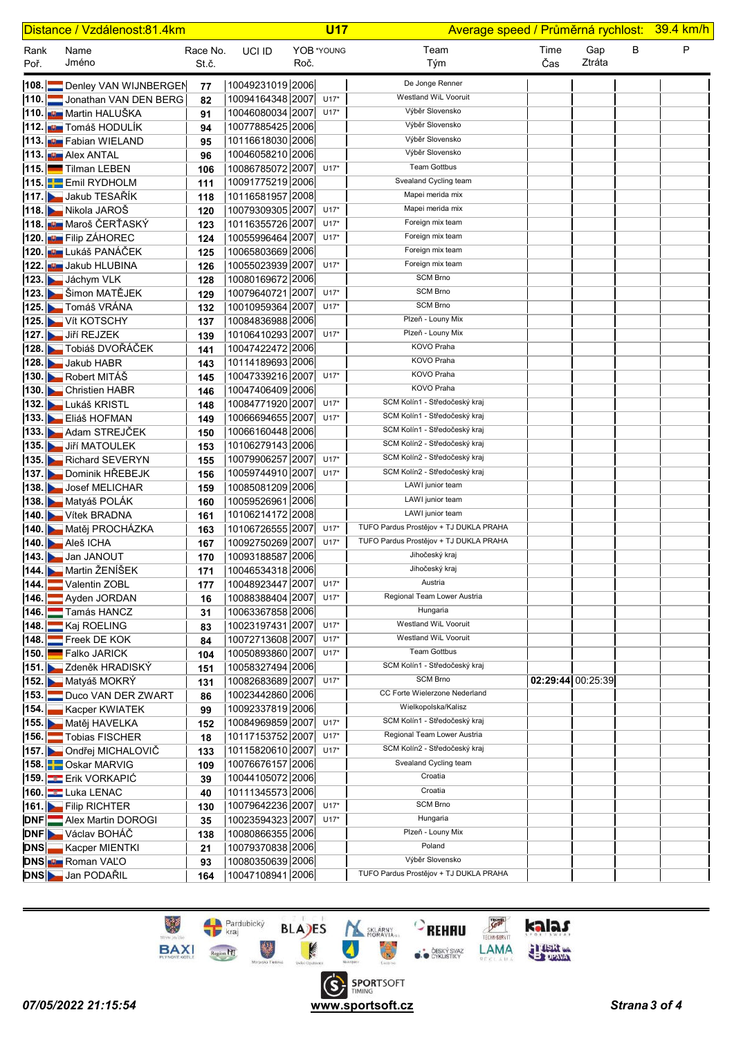| Distance / Vzdálenost:81.4km | | | | U17 | | Average speed / Průměrná rychlost: 39.4 km/h | | | | |
|---|---|---|---|---|---|---|---|---|---|---|
| Rank Poř. | Name Jméno | Race No. St.č. | UCI ID | YOB Roč. | *YOUNG | Team Tým | Time Čas | Gap Ztráta | B | P |
| 108. | Denley VAN WIJNBERGEN | 77 | 10049231019 | 2006 | | De Jonge Renner | | | | |
| 110. | Jonathan VAN DEN BERG | 82 | 10094164348 | 2007 | U17* | Westland WiL Vooruit | | | | |
| 110. | Martin HALUŠKA | 91 | 10046080034 | 2007 | U17* | Výběr Slovensko | | | | |
| 112. | Tomáš HODULÍK | 94 | 10077885425 | 2006 | | Výběr Slovensko | | | | |
| 113. | Fabian WIELAND | 95 | 10116618030 | 2006 | | Výběr Slovensko | | | | |
| 113. | Alex ANTAL | 96 | 10046058210 | 2006 | | Výběr Slovensko | | | | |
| 115. | Tilman LEBEN | 106 | 10086785072 | 2007 | U17* | Team Gottbus | | | | |
| 115. | Emil RYDHOLM | 111 | 10091775219 | 2006 | | Svealand Cycling team | | | | |
| 117. | Jakub TESAŘÍK | 118 | 10116581957 | 2008 | | Mapei merida mix | | | | |
| 118. | Nikola JAROŠ | 120 | 10079309305 | 2007 | U17* | Mapei merida mix | | | | |
| 118. | Maroš ČERŤASKÝ | 123 | 10116355726 | 2007 | U17* | Foreign mix team | | | | |
| 120. | Filip ZÁHOREC | 124 | 10055996464 | 2007 | U17* | Foreign mix team | | | | |
| 120. | Lukáš PANÁČEK | 125 | 10065803669 | 2006 | | Foreign mix team | | | | |
| 122. | Jakub HLUBINA | 126 | 10055023939 | 2007 | U17* | Foreign mix team | | | | |
| 123. | Jáchym VLK | 128 | 10080169672 | 2006 | | SCM Brno | | | | |
| 123. | Šimon MATĚJEK | 129 | 10079640721 | 2007 | U17* | SCM Brno | | | | |
| 125. | Tomáš VRÁNA | 132 | 10010959364 | 2007 | U17* | SCM Brno | | | | |
| 125. | Vít KOTSCHY | 137 | 10084836988 | 2006 | | Plzeň - Louny Mix | | | | |
| 127. | Jiří REJZEK | 139 | 10106410293 | 2007 | U17* | Plzeň - Louny Mix | | | | |
| 128. | Tobiáš DVOŘÁČEK | 141 | 10047422472 | 2006 | | KOVO Praha | | | | |
| 128. | Jakub HABR | 143 | 10114189693 | 2006 | | KOVO Praha | | | | |
| 130. | Robert MITÁŠ | 145 | 10047339216 | 2007 | U17* | KOVO Praha | | | | |
| 130. | Christien HABR | 146 | 10047406409 | 2006 | | KOVO Praha | | | | |
| 132. | Lukáš KRISTL | 148 | 10084771920 | 2007 | U17* | SCM Kolín1 - Středočeský kraj | | | | |
| 133. | Eliáš HOFMAN | 149 | 10066694655 | 2007 | U17* | SCM Kolín1 - Středočeský kraj | | | | |
| 133. | Adam STREJČEK | 150 | 10066160448 | 2006 | | SCM Kolín1 - Středočeský kraj | | | | |
| 135. | Jiří MATOULEK | 153 | 10106279143 | 2006 | | SCM Kolín2 - Středočeský kraj | | | | |
| 135. | Richard SEVERYN | 155 | 10079906257 | 2007 | U17* | SCM Kolín2 - Středočeský kraj | | | | |
| 137. | Dominik HŘEBEJK | 156 | 10059744910 | 2007 | U17* | SCM Kolín2 - Středočeský kraj | | | | |
| 138. | Josef MELICHAR | 159 | 10085081209 | 2006 | | LAWI junior team | | | | |
| 138. | Matyáš POLÁK | 160 | 10059526961 | 2006 | | LAWI junior team | | | | |
| 140. | Vítek BRADNA | 161 | 10106214172 | 2008 | | LAWI junior team | | | | |
| 140. | Matěj PROCHÁZKA | 163 | 10106726555 | 2007 | U17* | TUFO Pardus Prostějov + TJ DUKLA PRAHA | | | | |
| 140. | Aleš ICHA | 167 | 10092750269 | 2007 | U17* | TUFO Pardus Prostějov + TJ DUKLA PRAHA | | | | |
| 143. | Jan JANOUT | 170 | 10093188587 | 2006 | | Jihočeský kraj | | | | |
| 144. | Martin ŽENÍŠEK | 171 | 10046534318 | 2006 | | Jihočeský kraj | | | | |
| 144. | Valentin ZOBL | 177 | 10048923447 | 2007 | U17* | Austria | | | | |
| 146. | Ayden JORDAN | 16 | 10088388404 | 2007 | U17* | Regional Team Lower Austria | | | | |
| 146. | Tamás HANCZ | 31 | 10063367858 | 2006 | | Hungaria | | | | |
| 148. | Kaj ROELING | 83 | 10023197431 | 2007 | U17* | Westland WiL Vooruit | | | | |
| 148. | Freek DE KOK | 84 | 10072713608 | 2007 | U17* | Westland WiL Vooruit | | | | |
| 150. | Falko JARICK | 104 | 10050893860 | 2007 | U17* | Team Gottbus | | | | |
| 151. | Zdeněk HRADISKÝ | 151 | 10058327494 | 2006 | | SCM Kolín1 - Středočeský kraj | | | | |
| 152. | Matyáš MOKRÝ | 131 | 10082683689 | 2007 | U17* | SCM Brno | 02:29:44 | 00:25:39 | | |
| 153. | Duco VAN DER ZWART | 86 | 10023442860 | 2006 | | CC Forte Wielerzone Nederland | | | | |
| 154. | Kacper KWIATEK | 99 | 10092337819 | 2006 | | Wielkopolska/Kalisz | | | | |
| 155. | Matěj HAVELKA | 152 | 10084969859 | 2007 | U17* | SCM Kolín1 - Středočeský kraj | | | | |
| 156. | Tobias FISCHER | 18 | 10117153752 | 2007 | U17* | Regional Team Lower Austria | | | | |
| 157. | Ondřej MICHALOVIČ | 133 | 10115820610 | 2007 | U17* | SCM Kolín2 - Středočeský kraj | | | | |
| 158. | Oskar MARVIG | 109 | 10076676157 | 2006 | | Svealand Cycling team | | | | |
| 159. | Erik VORKAPIĆ | 39 | 10044105072 | 2006 | | Croatia | | | | |
| 160. | Luka LENAC | 40 | 10111345573 | 2006 | | Croatia | | | | |
| 161. | Filip RICHTER | 130 | 10079642236 | 2007 | U17* | SCM Brno | | | | |
| DNF | Alex Martin DOROGI | 35 | 10023594323 | 2007 | U17* | Hungaria | | | | |
| DNF | Václav BOHÁČ | 138 | 10080866355 | 2006 | | Plzeň - Louny Mix | | | | |
| DNS | Kacper MIENTKI | 21 | 10079370838 | 2006 | | Poland | | | | |
| DNS | Roman VAĽO | 93 | 10080350639 | 2006 | | Výběr Slovensko | | | | |
| DNS | Jan PODAŘIL | 164 | 10047108941 | 2006 | | TUFO Pardus Prostějov + TJ DUKLA PRAHA | | | | |

*07/05/2022 21:15:54* www.sportsoft.cz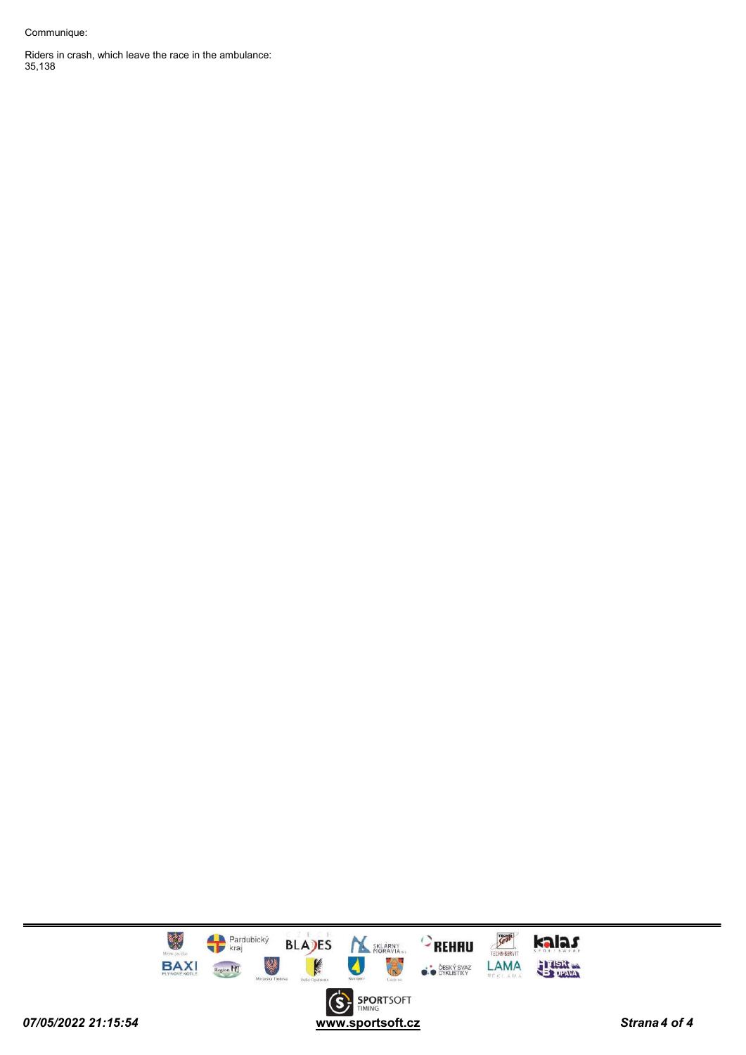Communique:

Riders in crash, which leave the race in the ambulance:
35,138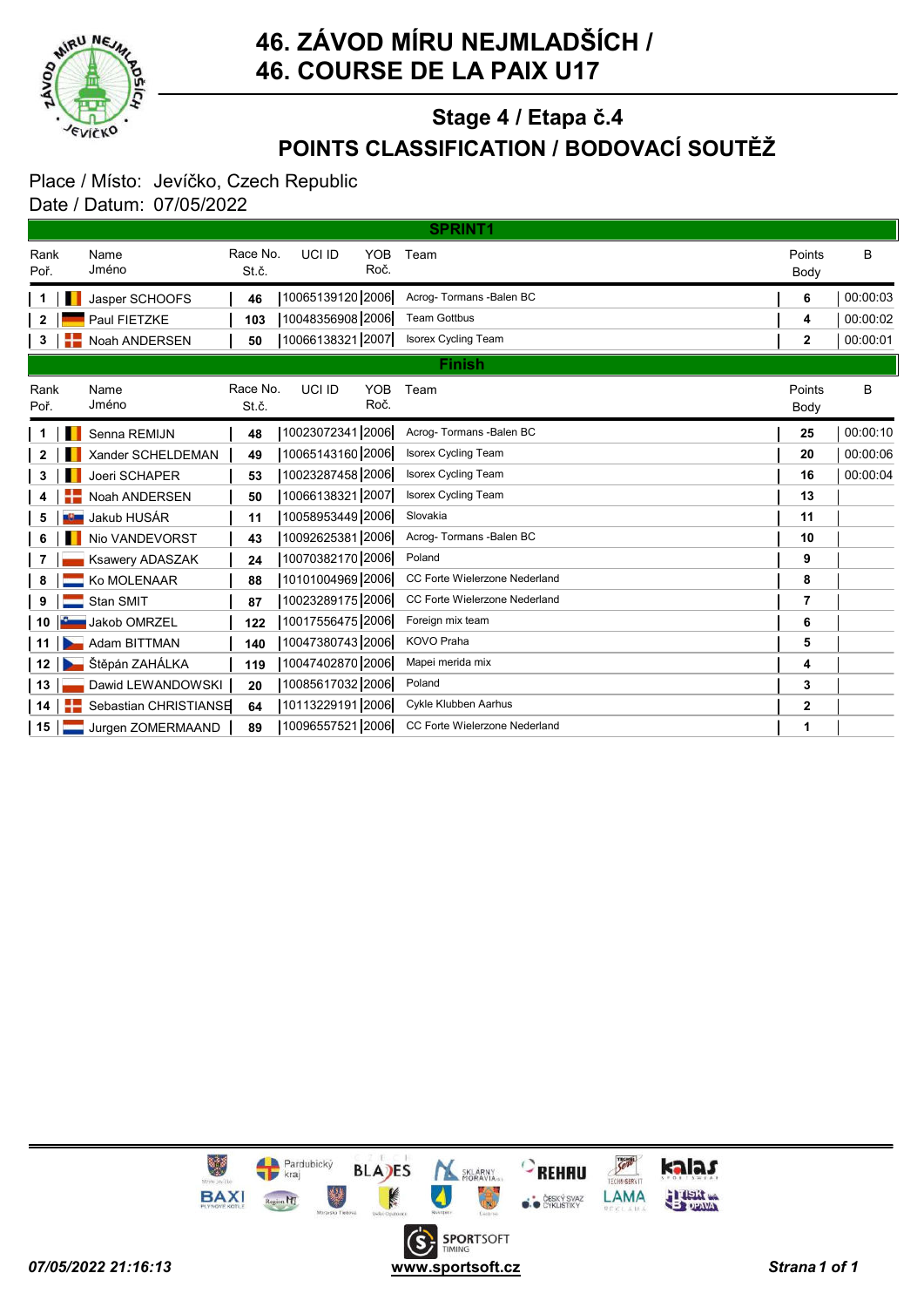# 46. ZÁVOD MÍRU NEJMLADŠÍCH / 46. COURSE DE LA PAIX U17

## Stage 4 / Etapa č.4

## POINTS CLASSIFICATION / BODOVACÍ SOUTĚŽ

Place / Místo: Jevíčko, Czech Republic
Date / Datum: 07/05/2022

### SPRINT1

| Rank Poř. | Name Jméno | Race No. St.č. | UCI ID | YOB Roč. | Team | Points Body | B |
|---|---|---|---|---|---|---|---|
| 1 | Jasper SCHOOFS | 46 | 10065139120 | 2006 | Acrog- Tormans -Balen BC | 6 | 00:00:03 |
| 2 | Paul FIETZKE | 103 | 10048356908 | 2006 | Team Gottbus | 4 | 00:00:02 |
| 3 | Noah ANDERSEN | 50 | 10066138321 | 2007 | Isorex Cycling Team | 2 | 00:00:01 |

### Finish

| Rank Poř. | Name Jméno | Race No. St.č. | UCI ID | YOB Roč. | Team | Points Body | B |
|---|---|---|---|---|---|---|---|
| 1 | Senna REMIJN | 48 | 10023072341 | 2006 | Acrog- Tormans -Balen BC | 25 | 00:00:10 |
| 2 | Xander SCHELDEMAN | 49 | 10065143160 | 2006 | Isorex Cycling Team | 20 | 00:00:06 |
| 3 | Joeri SCHAPER | 53 | 10023287458 | 2006 | Isorex Cycling Team | 16 | 00:00:04 |
| 4 | Noah ANDERSEN | 50 | 10066138321 | 2007 | Isorex Cycling Team | 13 | |
| 5 | Jakub HUSÁR | 11 | 10058953449 | 2006 | Slovakia | 11 | |
| 6 | Nio VANDEVORST | 43 | 10092625381 | 2006 | Acrog- Tormans -Balen BC | 10 | |
| 7 | Ksawery ADASZAK | 24 | 10070382170 | 2006 | Poland | 9 | |
| 8 | Ko MOLENAAR | 88 | 10101004969 | 2006 | CC Forte Wielerzone Nederland | 8 | |
| 9 | Stan SMIT | 87 | 10023289175 | 2006 | CC Forte Wielerzone Nederland | 7 | |
| 10 | Jakob OMRZEL | 122 | 10017556475 | 2006 | Foreign mix team | 6 | |
| 11 | Adam BITTMAN | 140 | 10047380743 | 2006 | KOVO Praha | 5 | |
| 12 | Štěpán ZAHÁLKA | 119 | 10047402870 | 2006 | Mapei merida mix | 4 | |
| 13 | Dawid LEWANDOWSKI | 20 | 10085617032 | 2006 | Poland | 3 | |
| 14 | Sebastian CHRISTIANSE | 64 | 10113229191 | 2006 | Cykle Klubben Aarhus | 2 | |
| 15 | Jurgen ZOMERMAAND | 89 | 10096557521 | 2006 | CC Forte Wielerzone Nederland | 1 | |

07/05/2022 21:16:13 www.sportsoft.cz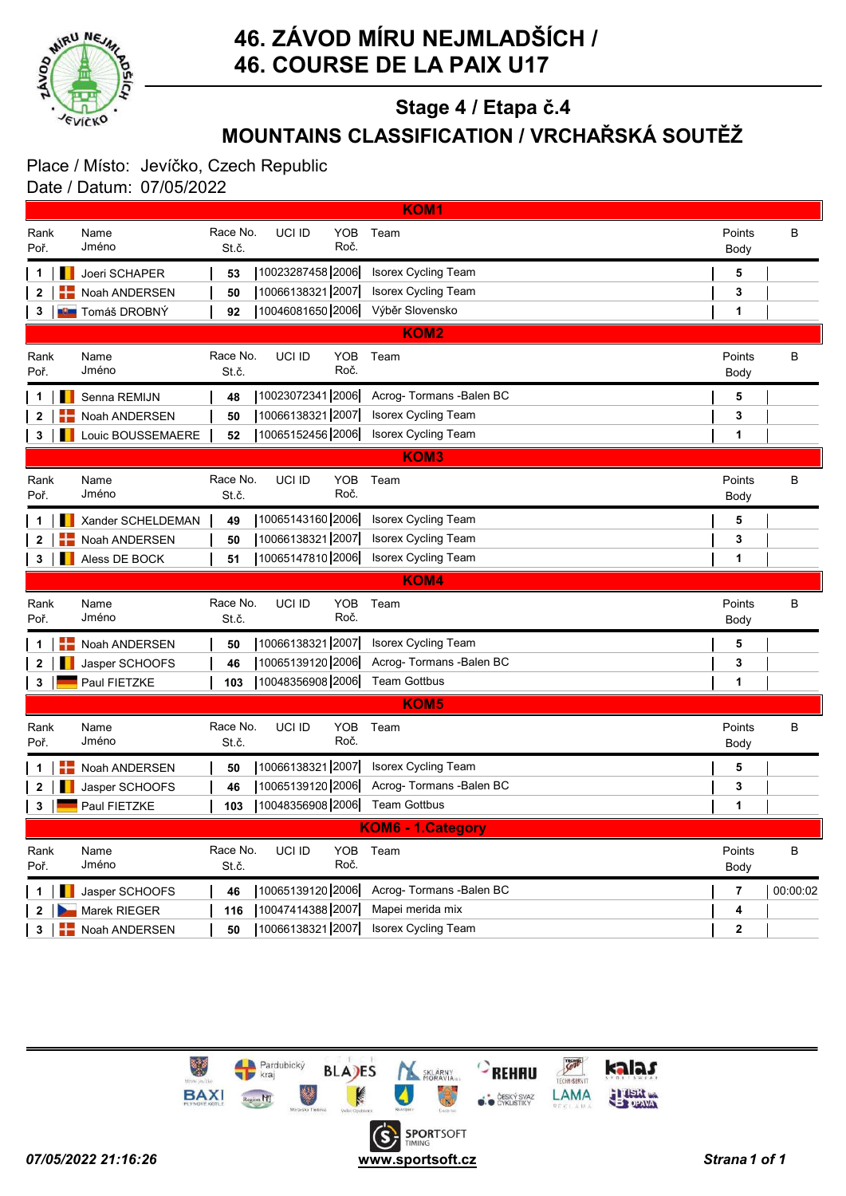# 46. ZÁVOD MÍRU NEJMLADŠÍCH /
# 46. COURSE DE LA PAIX U17

## Stage 4 / Etapa č.4

## MOUNTAINS CLASSIFICATION / VRCHAŘSKÁ SOUTĚŽ

Place / Místo: Jevíčko, Czech Republic
Date / Datum: 07/05/2022

### KOM1

| Rank Poř. | Name Jméno | Race No. St.č. | UCI ID | YOB Roč. | Team | Points Body | B |
|---|---|---|---|---|---|---|---|
| 1 | Joeri SCHAPER | 53 | 10023287458 | 2006 | Isorex Cycling Team | 5 | |
| 2 | Noah ANDERSEN | 50 | 10066138321 | 2007 | Isorex Cycling Team | 3 | |
| 3 | Tomáš DROBNÝ | 92 | 10046081650 | 2006 | Výběr Slovensko | 1 | |

### KOM2

| Rank Poř. | Name Jméno | Race No. St.č. | UCI ID | YOB Roč. | Team | Points Body | B |
|---|---|---|---|---|---|---|---|
| 1 | Senna REMIJN | 48 | 10023072341 | 2006 | Acrog- Tormans -Balen BC | 5 | |
| 2 | Noah ANDERSEN | 50 | 10066138321 | 2007 | Isorex Cycling Team | 3 | |
| 3 | Louic BOUSSEMAERE | 52 | 10065152456 | 2006 | Isorex Cycling Team | 1 | |

### KOM3

| Rank Poř. | Name Jméno | Race No. St.č. | UCI ID | YOB Roč. | Team | Points Body | B |
|---|---|---|---|---|---|---|---|
| 1 | Xander SCHELDEMAN | 49 | 10065143160 | 2006 | Isorex Cycling Team | 5 | |
| 2 | Noah ANDERSEN | 50 | 10066138321 | 2007 | Isorex Cycling Team | 3 | |
| 3 | Aless DE BOCK | 51 | 10065147810 | 2006 | Isorex Cycling Team | 1 | |

### KOM4

| Rank Poř. | Name Jméno | Race No. St.č. | UCI ID | YOB Roč. | Team | Points Body | B |
|---|---|---|---|---|---|---|---|
| 1 | Noah ANDERSEN | 50 | 10066138321 | 2007 | Isorex Cycling Team | 5 | |
| 2 | Jasper SCHOOFS | 46 | 10065139120 | 2006 | Acrog- Tormans -Balen BC | 3 | |
| 3 | Paul FIETZKE | 103 | 10048356908 | 2006 | Team Gottbus | 1 | |

### KOM5

| Rank Poř. | Name Jméno | Race No. St.č. | UCI ID | YOB Roč. | Team | Points Body | B |
|---|---|---|---|---|---|---|---|
| 1 | Noah ANDERSEN | 50 | 10066138321 | 2007 | Isorex Cycling Team | 5 | |
| 2 | Jasper SCHOOFS | 46 | 10065139120 | 2006 | Acrog- Tormans -Balen BC | 3 | |
| 3 | Paul FIETZKE | 103 | 10048356908 | 2006 | Team Gottbus | 1 | |

### KOM6 - 1.Category

| Rank Poř. | Name Jméno | Race No. St.č. | UCI ID | YOB Roč. | Team | Points Body | B |
|---|---|---|---|---|---|---|---|
| 1 | Jasper SCHOOFS | 46 | 10065139120 | 2006 | Acrog- Tormans -Balen BC | 7 | 00:00:02 |
| 2 | Marek RIEGER | 116 | 10047414388 | 2007 | Mapei merida mix | 4 | |
| 3 | Noah ANDERSEN | 50 | 10066138321 | 2007 | Isorex Cycling Team | 2 | |

*07/05/2022 21:16:26* — www.sportsoft.cz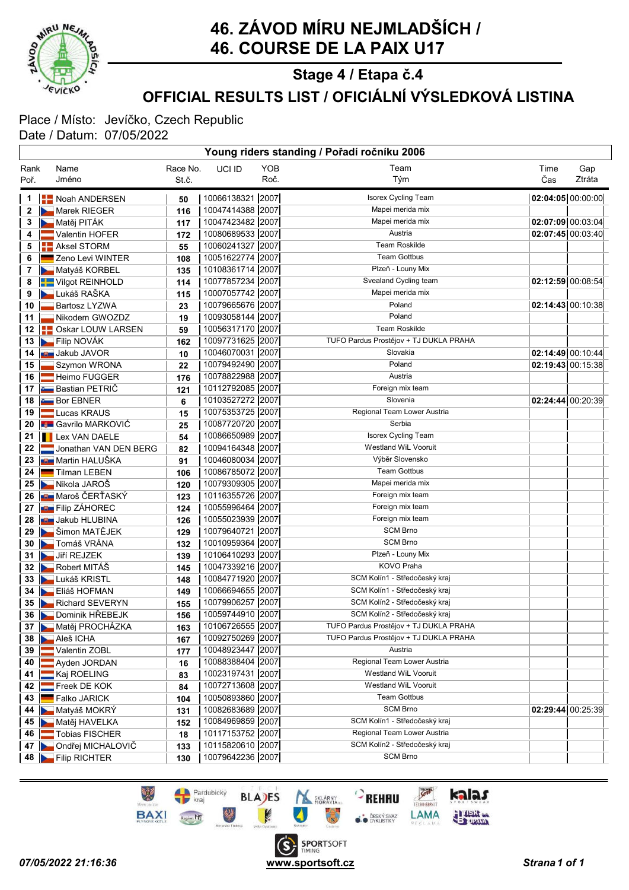# 46. ZÁVOD MÍRU NEJMLADŠÍCH / 46. COURSE DE LA PAIX U17

## Stage 4 / Etapa č.4

## OFFICIAL RESULTS LIST / OFICIÁLNÍ VÝSLEDKOVÁ LISTINA

Place / Místo: Jevíčko, Czech Republic
Date / Datum: 07/05/2022

### Young riders standing / Pořadí ročníku 2006

| Rank Poř. | Name Jméno | Race No. St.č. | UCI ID | YOB Roč. | Team Tým | Time Čas | Gap Ztráta |
|---|---|---|---|---|---|---|---|
| 1 | Noah ANDERSEN | 50 | 10066138321 | 2007 | Isorex Cycling Team | 02:04:05 | 00:00:00 |
| 2 | Marek RIEGER | 116 | 10047414388 | 2007 | Mapei merida mix | | |
| 3 | Matěj PITÁK | 117 | 10047423482 | 2007 | Mapei merida mix | 02:07:09 | 00:03:04 |
| 4 | Valentin HOFER | 172 | 10080689533 | 2007 | Austria | 02:07:45 | 00:03:40 |
| 5 | Aksel STORM | 55 | 10060241327 | 2007 | Team Roskilde | | |
| 6 | Zeno Levi WINTER | 108 | 10051622774 | 2007 | Team Gottbus | | |
| 7 | Matyáš KORBEL | 135 | 10108361714 | 2007 | Plzeň - Louny Mix | | |
| 8 | Vilgot REINHOLD | 114 | 10077857234 | 2007 | Svealand Cycling team | 02:12:59 | 00:08:54 |
| 9 | Lukáš RAŠKA | 115 | 10007057742 | 2007 | Mapei merida mix | | |
| 10 | Bartosz LYZWA | 23 | 10079665676 | 2007 | Poland | 02:14:43 | 00:10:38 |
| 11 | Nikodem GWOZDZ | 19 | 10093058144 | 2007 | Poland | | |
| 12 | Oskar LOUW LARSEN | 59 | 10056317170 | 2007 | Team Roskilde | | |
| 13 | Filip NOVÁK | 162 | 10097731625 | 2007 | TUFO Pardus Prostějov + TJ DUKLA PRAHA | | |
| 14 | Jakub JAVOR | 10 | 10046070031 | 2007 | Slovakia | 02:14:49 | 00:10:44 |
| 15 | Szymon WRONA | 22 | 10079492490 | 2007 | Poland | 02:19:43 | 00:15:38 |
| 16 | Heimo FUGGER | 176 | 10078822988 | 2007 | Austria | | |
| 17 | Bastian PETRIČ | 121 | 10112792085 | 2007 | Foreign mix team | | |
| 18 | Bor EBNER | 6 | 10103527272 | 2007 | Slovenia | 02:24:44 | 00:20:39 |
| 19 | Lucas KRAUS | 15 | 10075353725 | 2007 | Regional Team Lower Austria | | |
| 20 | Gavrilo MARKOVIĆ | 25 | 10087720720 | 2007 | Serbia | | |
| 21 | Lex VAN DAELE | 54 | 10086650989 | 2007 | Isorex Cycling Team | | |
| 22 | Jonathan VAN DEN BERG | 82 | 10094164348 | 2007 | Westland WiL Vooruit | | |
| 23 | Martin HALUŠKA | 91 | 10046080034 | 2007 | Výběr Slovensko | | |
| 24 | Tilman LEBEN | 106 | 10086785072 | 2007 | Team Gottbus | | |
| 25 | Nikola JAROŠ | 120 | 10079309305 | 2007 | Mapei merida mix | | |
| 26 | Maroš ČERŤASKÝ | 123 | 10116355726 | 2007 | Foreign mix team | | |
| 27 | Filip ZÁHOREC | 124 | 10055996464 | 2007 | Foreign mix team | | |
| 28 | Jakub HLUBINA | 126 | 10055023939 | 2007 | Foreign mix team | | |
| 29 | Šimon MATĚJEK | 129 | 10079640721 | 2007 | SCM Brno | | |
| 30 | Tomáš VRÁNA | 132 | 10010959364 | 2007 | SCM Brno | | |
| 31 | Jiří REJZEK | 139 | 10106410293 | 2007 | Plzeň - Louny Mix | | |
| 32 | Robert MITÁŠ | 145 | 10047339216 | 2007 | KOVO Praha | | |
| 33 | Lukáš KRISTL | 148 | 10084771920 | 2007 | SCM Kolín1 - Středočeský kraj | | |
| 34 | Eliáš HOFMAN | 149 | 10066694655 | 2007 | SCM Kolín1 - Středočeský kraj | | |
| 35 | Richard SEVERYN | 155 | 10079906257 | 2007 | SCM Kolín2 - Středočeský kraj | | |
| 36 | Dominik HŘEBEJK | 156 | 10059744910 | 2007 | SCM Kolín2 - Středočeský kraj | | |
| 37 | Matěj PROCHÁZKA | 163 | 10106726555 | 2007 | TUFO Pardus Prostějov + TJ DUKLA PRAHA | | |
| 38 | Aleš ICHA | 167 | 10092750269 | 2007 | TUFO Pardus Prostějov + TJ DUKLA PRAHA | | |
| 39 | Valentin ZOBL | 177 | 10048923447 | 2007 | Austria | | |
| 40 | Ayden JORDAN | 16 | 10088388404 | 2007 | Regional Team Lower Austria | | |
| 41 | Kaj ROELING | 83 | 10023197431 | 2007 | Westland WiL Vooruit | | |
| 42 | Freek DE KOK | 84 | 10072713608 | 2007 | Westland WiL Vooruit | | |
| 43 | Falko JARICK | 104 | 10050893860 | 2007 | Team Gottbus | | |
| 44 | Matyáš MOKRÝ | 131 | 10082683689 | 2007 | SCM Brno | 02:29:44 | 00:25:39 |
| 45 | Matěj HAVELKA | 152 | 10084969859 | 2007 | SCM Kolín1 - Středočeský kraj | | |
| 46 | Tobias FISCHER | 18 | 10117153752 | 2007 | Regional Team Lower Austria | | |
| 47 | Ondřej MICHALOVIČ | 133 | 10115820610 | 2007 | SCM Kolín2 - Středočeský kraj | | |
| 48 | Filip RICHTER | 130 | 10079642236 | 2007 | SCM Brno | | |

07/05/2022 21:16:36 — www.sportsoft.cz